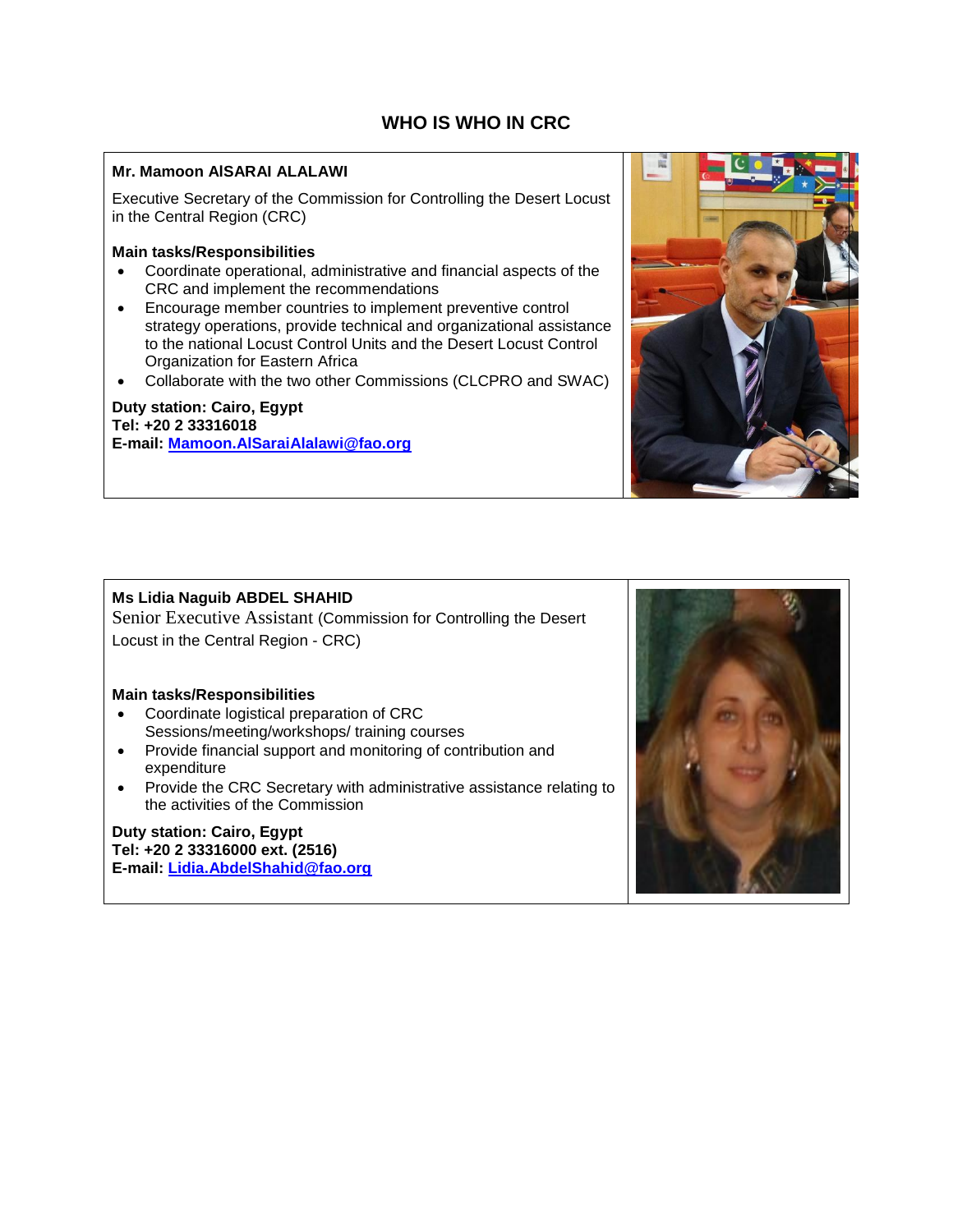# WHO IS WHO IN CRC

**Mr. Mamoon AlSARAI ALALAWI**

Executive Secretary of the Commission for Controlling the Desert Locust in the Central Region (CRC)

**Main tasks/Responsibilities**

- Coordinate operational, administrative and financial aspects of the CRC and implement the recommendations
- Encourage member countries to implement preventive control strategy operations, provide technical and organizational assistance to the national Locust Control Units and the Desert Locust Control Organization for Eastern Africa
- Collaborate with the two other Commissions (CLCPRO and SWAC)

**Duty station: Cairo, Egypt**
**Tel: +20 2 33316018**
**E-mail: [Mamoon.AlSaraiAlalawi@fao.org](mailto:Mamoon.AlSaraiAlalawi@fao.org)**

---

**Ms Lidia Naguib ABDEL SHAHID**

Senior Executive Assistant (Commission for Controlling the Desert Locust in the Central Region - CRC)

**Main tasks/Responsibilities**

- Coordinate logistical preparation of CRC Sessions/meeting/workshops/ training courses
- Provide financial support and monitoring of contribution and expenditure
- Provide the CRC Secretary with administrative assistance relating to the activities of the Commission

**Duty station: Cairo, Egypt**
**Tel: +20 2 33316000 ext. (2516)**
**E-mail: [Lidia.AbdelShahid@fao.org](mailto:Lidia.AbdelShahid@fao.org)**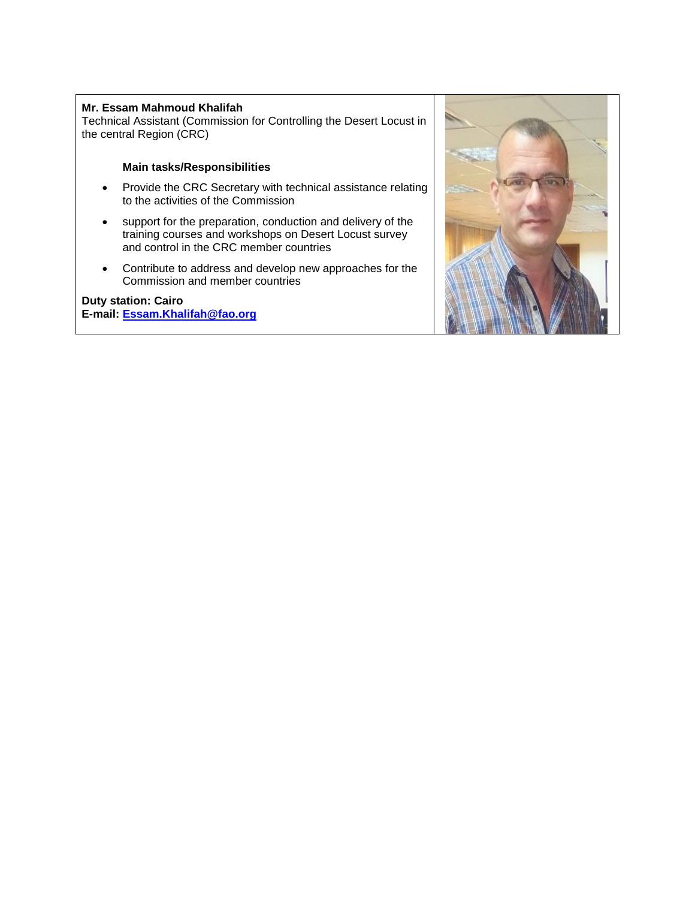**Mr. Essam Mahmoud Khalifah**
Technical Assistant (Commission for Controlling the Desert Locust in the central Region (CRC)

**Main tasks/Responsibilities**

- Provide the CRC Secretary with technical assistance relating to the activities of the Commission
- support for the preparation, conduction and delivery of the training courses and workshops on Desert Locust survey and control in the CRC member countries
- Contribute to address and develop new approaches for the Commission and member countries

**Duty station: Cairo**
**E-mail: [Essam.Khalifah@fao.org](mailto:Essam.Khalifah@fao.org)**